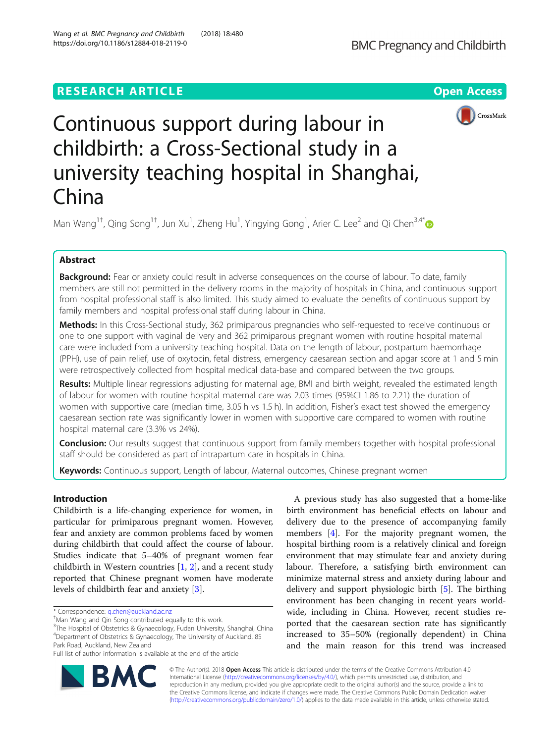RESEARCH ARTICLE

Open Access

# Continuous support during labour in childbirth: a Cross-Sectional study in a university teaching hospital in Shanghai, China

Man Wang[1†], Qing Song[1†], Jun Xu[1], Zheng Hu[1], Yingying Gong[1], Arier C. Lee[2] and Qi Chen[3,4*]

## Abstract

**Background:** Fear or anxiety could result in adverse consequences on the course of labour. To date, family members are still not permitted in the delivery rooms in the majority of hospitals in China, and continuous support from hospital professional staff is also limited. This study aimed to evaluate the benefits of continuous support by family members and hospital professional staff during labour in China.

**Methods:** In this Cross-Sectional study, 362 primiparous pregnancies who self-requested to receive continuous or one to one support with vaginal delivery and 362 primiparous pregnant women with routine hospital maternal care were included from a university teaching hospital. Data on the length of labour, postpartum haemorrhage (PPH), use of pain relief, use of oxytocin, fetal distress, emergency caesarean section and apgar score at 1 and 5 min were retrospectively collected from hospital medical data-base and compared between the two groups.

**Results:** Multiple linear regressions adjusting for maternal age, BMI and birth weight, revealed the estimated length of labour for women with routine hospital maternal care was 2.03 times (95%CI 1.86 to 2.21) the duration of women with supportive care (median time, 3.05 h vs 1.5 h). In addition, Fisher's exact test showed the emergency caesarean section rate was significantly lower in women with supportive care compared to women with routine hospital maternal care (3.3% vs 24%).

**Conclusion:** Our results suggest that continuous support from family members together with hospital professional staff should be considered as part of intrapartum care in hospitals in China.

**Keywords:** Continuous support, Length of labour, Maternal outcomes, Chinese pregnant women

## Introduction

Childbirth is a life-changing experience for women, in particular for primiparous pregnant women. However, fear and anxiety are common problems faced by women during childbirth that could affect the course of labour. Studies indicate that 5–40% of pregnant women fear childbirth in Western countries [1, 2], and a recent study reported that Chinese pregnant women have moderate levels of childbirth fear and anxiety [3].

A previous study has also suggested that a home-like birth environment has beneficial effects on labour and delivery due to the presence of accompanying family members [4]. For the majority pregnant women, the hospital birthing room is a relatively clinical and foreign environment that may stimulate fear and anxiety during labour. Therefore, a satisfying birth environment can minimize maternal stress and anxiety during labour and delivery and support physiologic birth [5]. The birthing environment has been changing in recent years worldwide, including in China. However, recent studies reported that the caesarean section rate has significantly increased to 35–50% (regionally dependent) in China and the main reason for this trend was increased

\* Correspondence: q.chen@auckland.ac.nz

†Man Wang and Qin Song contributed equally to this work.

[3]The Hospital of Obstetrics & Gynaecology, Fudan University, Shanghai, China

[4]Department of Obstetrics & Gynaecology, The University of Auckland, 85 Park Road, Auckland, New Zealand

Full list of author information is available at the end of the article

© The Author(s). 2018 **Open Access** This article is distributed under the terms of the Creative Commons Attribution 4.0 International License (http://creativecommons.org/licenses/by/4.0/), which permits unrestricted use, distribution, and reproduction in any medium, provided you give appropriate credit to the original author(s) and the source, provide a link to the Creative Commons license, and indicate if changes were made. The Creative Commons Public Domain Dedication waiver (http://creativecommons.org/publicdomain/zero/1.0/) applies to the data made available in this article, unless otherwise stated.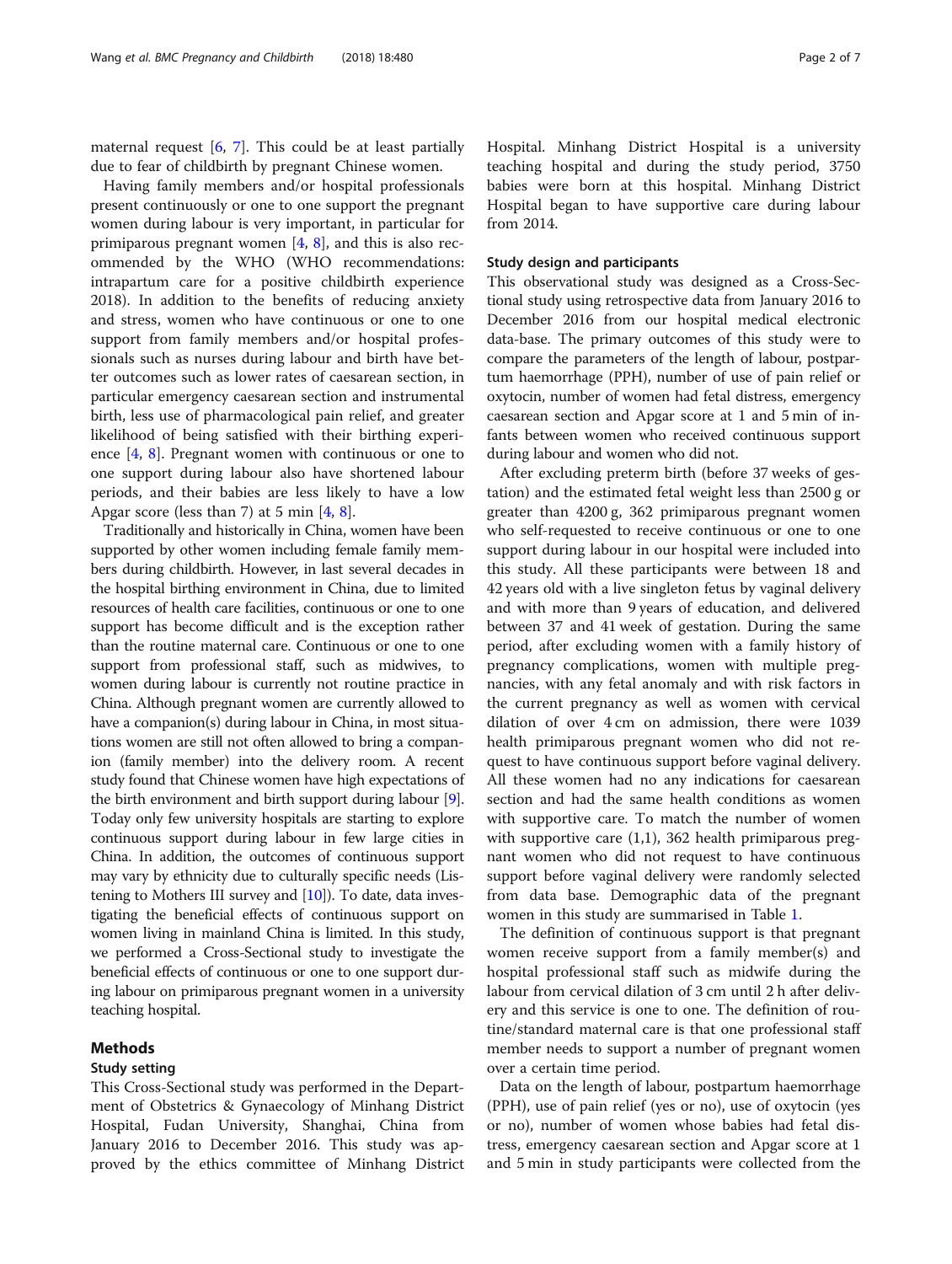maternal request [6, 7]. This could be at least partially due to fear of childbirth by pregnant Chinese women.

Having family members and/or hospital professionals present continuously or one to one support the pregnant women during labour is very important, in particular for primiparous pregnant women [4, 8], and this is also recommended by the WHO (WHO recommendations: intrapartum care for a positive childbirth experience 2018). In addition to the benefits of reducing anxiety and stress, women who have continuous or one to one support from family members and/or hospital professionals such as nurses during labour and birth have better outcomes such as lower rates of caesarean section, in particular emergency caesarean section and instrumental birth, less use of pharmacological pain relief, and greater likelihood of being satisfied with their birthing experience [4, 8]. Pregnant women with continuous or one to one support during labour also have shortened labour periods, and their babies are less likely to have a low Apgar score (less than 7) at 5 min [4, 8].

Traditionally and historically in China, women have been supported by other women including female family members during childbirth. However, in last several decades in the hospital birthing environment in China, due to limited resources of health care facilities, continuous or one to one support has become difficult and is the exception rather than the routine maternal care. Continuous or one to one support from professional staff, such as midwives, to women during labour is currently not routine practice in China. Although pregnant women are currently allowed to have a companion(s) during labour in China, in most situations women are still not often allowed to bring a companion (family member) into the delivery room. A recent study found that Chinese women have high expectations of the birth environment and birth support during labour [9]. Today only few university hospitals are starting to explore continuous support during labour in few large cities in China. In addition, the outcomes of continuous support may vary by ethnicity due to culturally specific needs (Listening to Mothers III survey and [10]). To date, data investigating the beneficial effects of continuous support on women living in mainland China is limited. In this study, we performed a Cross-Sectional study to investigate the beneficial effects of continuous or one to one support during labour on primiparous pregnant women in a university teaching hospital.

## Methods

### Study setting

This Cross-Sectional study was performed in the Department of Obstetrics & Gynaecology of Minhang District Hospital, Fudan University, Shanghai, China from January 2016 to December 2016. This study was approved by the ethics committee of Minhang District Hospital. Minhang District Hospital is a university teaching hospital and during the study period, 3750 babies were born at this hospital. Minhang District Hospital began to have supportive care during labour from 2014.

### Study design and participants

This observational study was designed as a Cross-Sectional study using retrospective data from January 2016 to December 2016 from our hospital medical electronic data-base. The primary outcomes of this study were to compare the parameters of the length of labour, postpartum haemorrhage (PPH), number of use of pain relief or oxytocin, number of women had fetal distress, emergency caesarean section and Apgar score at 1 and 5 min of infants between women who received continuous support during labour and women who did not.

After excluding preterm birth (before 37 weeks of gestation) and the estimated fetal weight less than 2500 g or greater than 4200 g, 362 primiparous pregnant women who self-requested to receive continuous or one to one support during labour in our hospital were included into this study. All these participants were between 18 and 42 years old with a live singleton fetus by vaginal delivery and with more than 9 years of education, and delivered between 37 and 41 week of gestation. During the same period, after excluding women with a family history of pregnancy complications, women with multiple pregnancies, with any fetal anomaly and with risk factors in the current pregnancy as well as women with cervical dilation of over 4 cm on admission, there were 1039 health primiparous pregnant women who did not request to have continuous support before vaginal delivery. All these women had no any indications for caesarean section and had the same health conditions as women with supportive care. To match the number of women with supportive care (1,1), 362 health primiparous pregnant women who did not request to have continuous support before vaginal delivery were randomly selected from data base. Demographic data of the pregnant women in this study are summarised in Table 1.

The definition of continuous support is that pregnant women receive support from a family member(s) and hospital professional staff such as midwife during the labour from cervical dilation of 3 cm until 2 h after delivery and this service is one to one. The definition of routine/standard maternal care is that one professional staff member needs to support a number of pregnant women over a certain time period.

Data on the length of labour, postpartum haemorrhage (PPH), use of pain relief (yes or no), use of oxytocin (yes or no), number of women whose babies had fetal distress, emergency caesarean section and Apgar score at 1 and 5 min in study participants were collected from the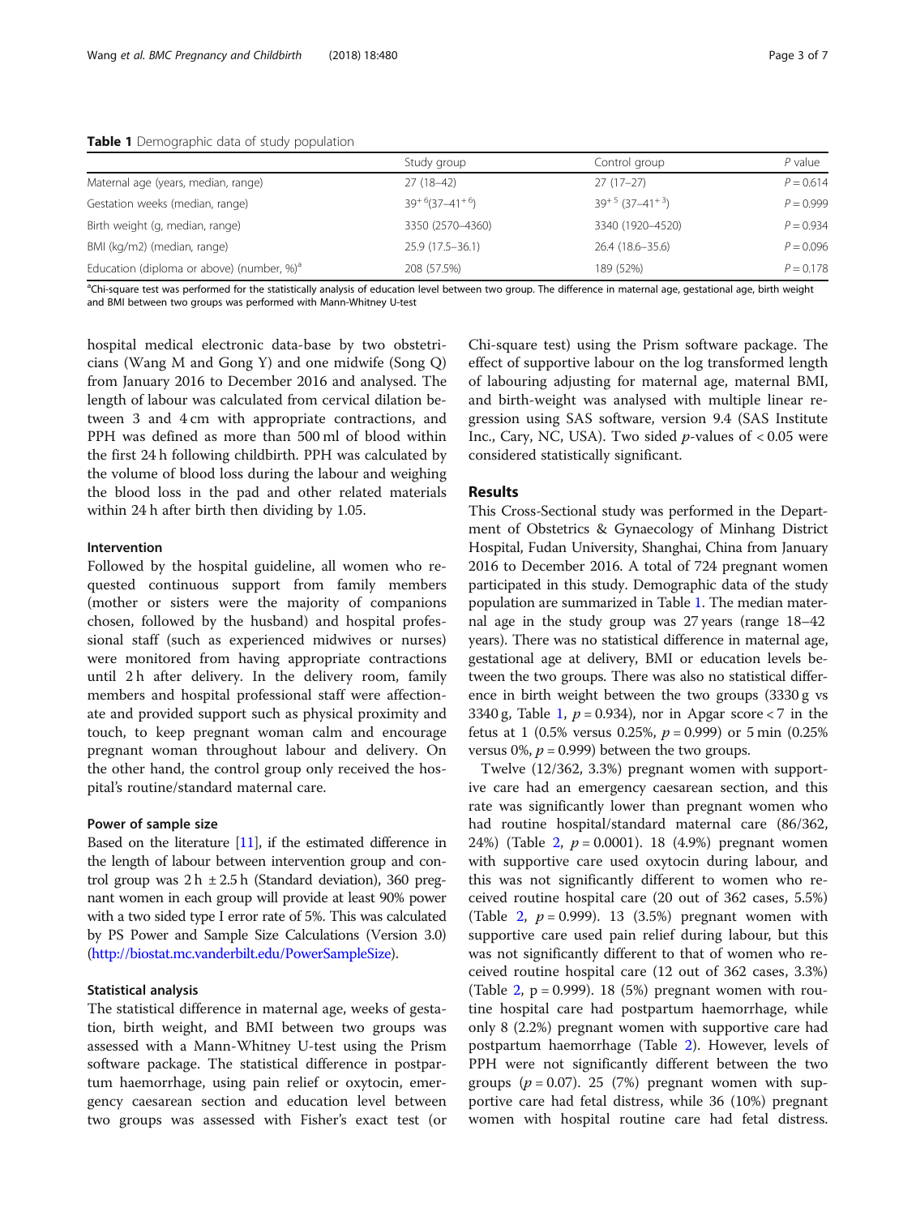**Table 1** Demographic data of study population

| | Study group | Control group | *P* value |
|---|---|---|---|
| Maternal age (years, median, range) | 27 (18–42) | 27 (17–27) | *P* = 0.614 |
| Gestation weeks (median, range) | $39^{+6}$ ($37$–$41^{+6}$) | $39^{+5}$ ($37$–$41^{+3}$) | *P* = 0.999 |
| Birth weight (g, median, range) | 3350 (2570–4360) | 3340 (1920–4520) | *P* = 0.934 |
| BMI (kg/m2) (median, range) | 25.9 (17.5–36.1) | 26.4 (18.6–35.6) | *P* = 0.096 |
| Education (diploma or above) (number, %)[a] | 208 (57.5%) | 189 (52%) | *P* = 0.178 |

[a]Chi-square test was performed for the statistically analysis of education level between two group. The difference in maternal age, gestational age, birth weight and BMI between two groups was performed with Mann-Whitney U-test

hospital medical electronic data-base by two obstetricians (Wang M and Gong Y) and one midwife (Song Q) from January 2016 to December 2016 and analysed. The length of labour was calculated from cervical dilation between 3 and 4 cm with appropriate contractions, and PPH was defined as more than 500 ml of blood within the first 24 h following childbirth. PPH was calculated by the volume of blood loss during the labour and weighing the blood loss in the pad and other related materials within 24 h after birth then dividing by 1.05.

### Intervention

Followed by the hospital guideline, all women who requested continuous support from family members (mother or sisters were the majority of companions chosen, followed by the husband) and hospital professional staff (such as experienced midwives or nurses) were monitored from having appropriate contractions until 2 h after delivery. In the delivery room, family members and hospital professional staff were affectionate and provided support such as physical proximity and touch, to keep pregnant woman calm and encourage pregnant woman throughout labour and delivery. On the other hand, the control group only received the hospital's routine/standard maternal care.

### Power of sample size

Based on the literature [11], if the estimated difference in the length of labour between intervention group and control group was 2 h ± 2.5 h (Standard deviation), 360 pregnant women in each group will provide at least 90% power with a two sided type I error rate of 5%. This was calculated by PS Power and Sample Size Calculations (Version 3.0) (http://biostat.mc.vanderbilt.edu/PowerSampleSize).

### Statistical analysis

The statistical difference in maternal age, weeks of gestation, birth weight, and BMI between two groups was assessed with a Mann-Whitney U-test using the Prism software package. The statistical difference in postpartum haemorrhage, using pain relief or oxytocin, emergency caesarean section and education level between two groups was assessed with Fisher's exact test (or Chi-square test) using the Prism software package. The effect of supportive labour on the log transformed length of labouring adjusting for maternal age, maternal BMI, and birth-weight was analysed with multiple linear regression using SAS software, version 9.4 (SAS Institute Inc., Cary, NC, USA). Two sided *p*-values of < 0.05 were considered statistically significant.

## Results

This Cross-Sectional study was performed in the Department of Obstetrics & Gynaecology of Minhang District Hospital, Fudan University, Shanghai, China from January 2016 to December 2016. A total of 724 pregnant women participated in this study. Demographic data of the study population are summarized in Table 1. The median maternal age in the study group was 27 years (range 18–42 years). There was no statistical difference in maternal age, gestational age at delivery, BMI or education levels between the two groups. There was also no statistical difference in birth weight between the two groups (3330 g vs 3340 g, Table 1, $p = 0.934$), nor in Apgar score < 7 in the fetus at 1 (0.5% versus 0.25%, $p = 0.999$) or 5 min (0.25% versus 0%, $p = 0.999$) between the two groups.

Twelve (12/362, 3.3%) pregnant women with supportive care had an emergency caesarean section, and this rate was significantly lower than pregnant women who had routine hospital/standard maternal care (86/362, 24%) (Table 2, $p = 0.0001$). 18 (4.9%) pregnant women with supportive care used oxytocin during labour, and this was not significantly different to women who received routine hospital care (20 out of 362 cases, 5.5%) (Table 2, $p = 0.999$). 13 (3.5%) pregnant women with supportive care used pain relief during labour, but this was not significantly different to that of women who received routine hospital care (12 out of 362 cases, 3.3%) (Table 2, $p = 0.999$). 18 (5%) pregnant women with routine hospital care had postpartum haemorrhage, while only 8 (2.2%) pregnant women with supportive care had postpartum haemorrhage (Table 2). However, levels of PPH were not significantly different between the two groups ($p = 0.07$). 25 (7%) pregnant women with supportive care had fetal distress, while 36 (10%) pregnant women with hospital routine care had fetal distress.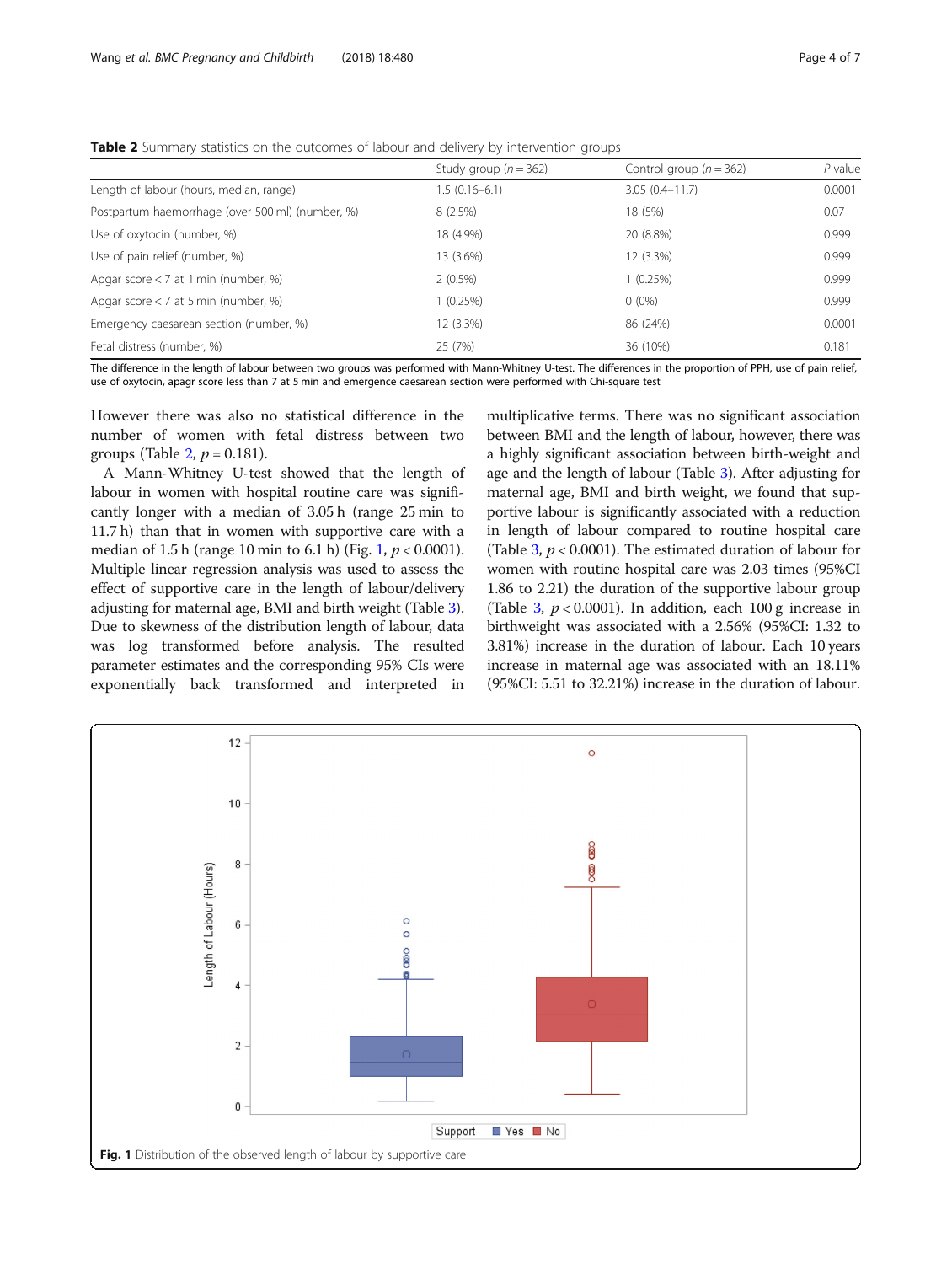**Table 2** Summary statistics on the outcomes of labour and delivery by intervention groups

| | Study group ($n = 362$) | Control group ($n = 362$) | *P* value |
|---|---|---|---|
| Length of labour (hours, median, range) | 1.5 (0.16–6.1) | 3.05 (0.4–11.7) | 0.0001 |
| Postpartum haemorrhage (over 500 ml) (number, %) | 8 (2.5%) | 18 (5%) | 0.07 |
| Use of oxytocin (number, %) | 18 (4.9%) | 20 (8.8%) | 0.999 |
| Use of pain relief (number, %) | 13 (3.6%) | 12 (3.3%) | 0.999 |
| Apgar score < 7 at 1 min (number, %) | 2 (0.5%) | 1 (0.25%) | 0.999 |
| Apgar score < 7 at 5 min (number, %) | 1 (0.25%) | 0 (0%) | 0.999 |
| Emergency caesarean section (number, %) | 12 (3.3%) | 86 (24%) | 0.0001 |
| Fetal distress (number, %) | 25 (7%) | 36 (10%) | 0.181 |

The difference in the length of labour between two groups was performed with Mann-Whitney U-test. The differences in the proportion of PPH, use of pain relief, use of oxytocin, apagr score less than 7 at 5 min and emergence caesarean section were performed with Chi-square test

However there was also no statistical difference in the number of women with fetal distress between two groups (Table 2, $p = 0.181$).

A Mann-Whitney U-test showed that the length of labour in women with hospital routine care was significantly longer with a median of 3.05 h (range 25 min to 11.7 h) than that in women with supportive care with a median of 1.5 h (range 10 min to 6.1 h) (Fig. 1, $p < 0.0001$). Multiple linear regression analysis was used to assess the effect of supportive care in the length of labour/delivery adjusting for maternal age, BMI and birth weight (Table 3). Due to skewness of the distribution length of labour, data was log transformed before analysis. The resulted parameter estimates and the corresponding 95% CIs were exponentially back transformed and interpreted in multiplicative terms. There was no significant association between BMI and the length of labour, however, there was a highly significant association between birth-weight and age and the length of labour (Table 3). After adjusting for maternal age, BMI and birth weight, we found that supportive labour is significantly associated with a reduction in length of labour compared to routine hospital care (Table 3, $p < 0.0001$). The estimated duration of labour for women with routine hospital care was 2.03 times (95%CI 1.86 to 2.21) the duration of the supportive labour group (Table 3, $p < 0.0001$). In addition, each 100 g increase in birthweight was associated with a 2.56% (95%CI: 1.32 to 3.81%) increase in the duration of labour. Each 10 years increase in maternal age was associated with an 18.11% (95%CI: 5.51 to 32.21%) increase in the duration of labour.

**Fig. 1** Distribution of the observed length of labour by supportive care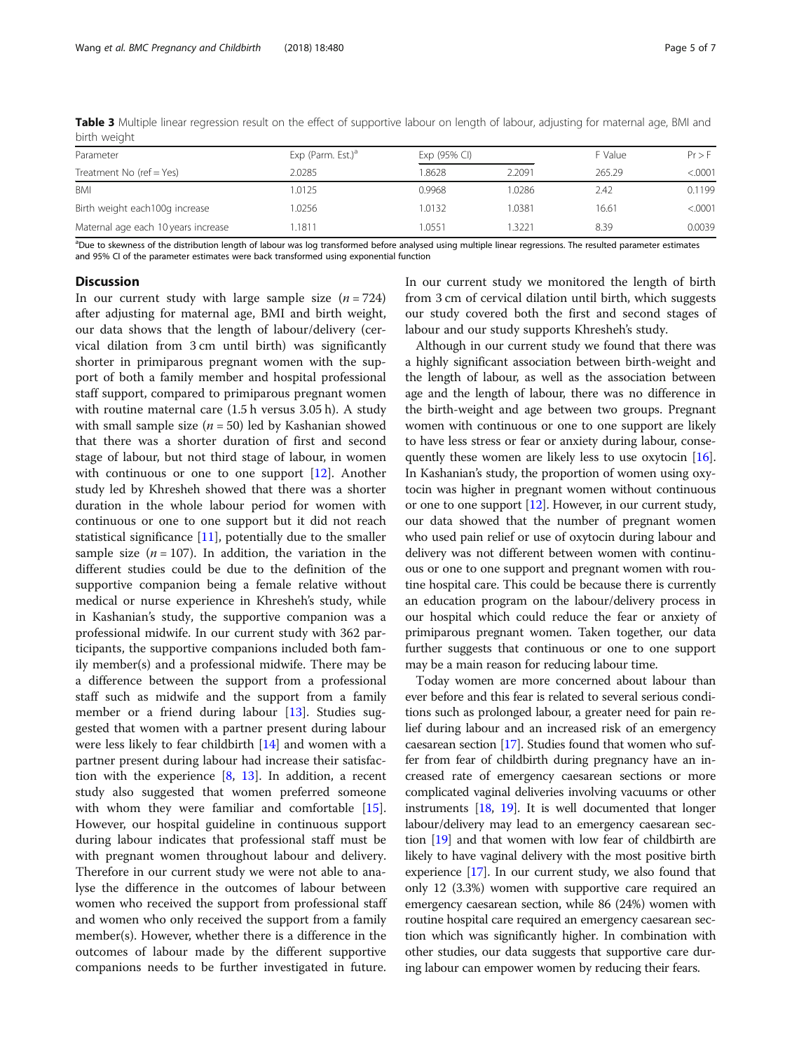**Table 3** Multiple linear regression result on the effect of supportive labour on length of labour, adjusting for maternal age, BMI and birth weight

| Parameter | Exp (Parm. Est.)[a] | Exp (95% CI) | | F Value | Pr > F |
|---|---|---|---|---|---|
| Treatment No (ref = Yes) | 2.0285 | 1.8628 | 2.2091 | 265.29 | <.0001 |
| BMI | 1.0125 | 0.9968 | 1.0286 | 2.42 | 0.1199 |
| Birth weight each100g increase | 1.0256 | 1.0132 | 1.0381 | 16.61 | <.0001 |
| Maternal age each 10 years increase | 1.1811 | 1.0551 | 1.3221 | 8.39 | 0.0039 |

[a]Due to skewness of the distribution length of labour was log transformed before analysed using multiple linear regressions. The resulted parameter estimates and 95% CI of the parameter estimates were back transformed using exponential function

## Discussion

In our current study with large sample size ($n = 724$) after adjusting for maternal age, BMI and birth weight, our data shows that the length of labour/delivery (cervical dilation from 3 cm until birth) was significantly shorter in primiparous pregnant women with the support of both a family member and hospital professional staff support, compared to primiparous pregnant women with routine maternal care (1.5 h versus 3.05 h). A study with small sample size ($n = 50$) led by Kashanian showed that there was a shorter duration of first and second stage of labour, but not third stage of labour, in women with continuous or one to one support [12]. Another study led by Khresheh showed that there was a shorter duration in the whole labour period for women with continuous or one to one support but it did not reach statistical significance [11], potentially due to the smaller sample size ($n = 107$). In addition, the variation in the different studies could be due to the definition of the supportive companion being a female relative without medical or nurse experience in Khresheh's study, while in Kashanian's study, the supportive companion was a professional midwife. In our current study with 362 participants, the supportive companions included both family member(s) and a professional midwife. There may be a difference between the support from a professional staff such as midwife and the support from a family member or a friend during labour [13]. Studies suggested that women with a partner present during labour were less likely to fear childbirth [14] and women with a partner present during labour had increase their satisfaction with the experience [8, 13]. In addition, a recent study also suggested that women preferred someone with whom they were familiar and comfortable [15]. However, our hospital guideline in continuous support during labour indicates that professional staff must be with pregnant women throughout labour and delivery. Therefore in our current study we were not able to analyse the difference in the outcomes of labour between women who received the support from professional staff and women who only received the support from a family member(s). However, whether there is a difference in the outcomes of labour made by the different supportive companions needs to be further investigated in future. In our current study we monitored the length of birth from 3 cm of cervical dilation until birth, which suggests our study covered both the first and second stages of labour and our study supports Khresheh's study.

Although in our current study we found that there was a highly significant association between birth-weight and the length of labour, as well as the association between age and the length of labour, there was no difference in the birth-weight and age between two groups. Pregnant women with continuous or one to one support are likely to have less stress or fear or anxiety during labour, consequently these women are likely less to use oxytocin [16]. In Kashanian's study, the proportion of women using oxytocin was higher in pregnant women without continuous or one to one support [12]. However, in our current study, our data showed that the number of pregnant women who used pain relief or use of oxytocin during labour and delivery was not different between women with continuous or one to one support and pregnant women with routine hospital care. This could be because there is currently an education program on the labour/delivery process in our hospital which could reduce the fear or anxiety of primiparous pregnant women. Taken together, our data further suggests that continuous or one to one support may be a main reason for reducing labour time.

Today women are more concerned about labour than ever before and this fear is related to several serious conditions such as prolonged labour, a greater need for pain relief during labour and an increased risk of an emergency caesarean section [17]. Studies found that women who suffer from fear of childbirth during pregnancy have an increased rate of emergency caesarean sections or more complicated vaginal deliveries involving vacuums or other instruments [18, 19]. It is well documented that longer labour/delivery may lead to an emergency caesarean section [19] and that women with low fear of childbirth are likely to have vaginal delivery with the most positive birth experience [17]. In our current study, we also found that only 12 (3.3%) women with supportive care required an emergency caesarean section, while 86 (24%) women with routine hospital care required an emergency caesarean section which was significantly higher. In combination with other studies, our data suggests that supportive care during labour can empower women by reducing their fears.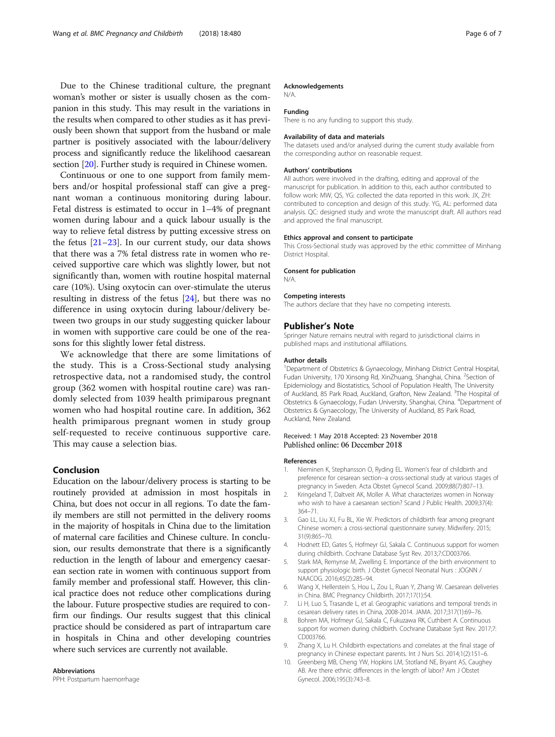Due to the Chinese traditional culture, the pregnant woman's mother or sister is usually chosen as the companion in this study. This may result in the variations in the results when compared to other studies as it has previously been shown that support from the husband or male partner is positively associated with the labour/delivery process and significantly reduce the likelihood caesarean section [20]. Further study is required in Chinese women.

Continuous or one to one support from family members and/or hospital professional staff can give a pregnant woman a continuous monitoring during labour. Fetal distress is estimated to occur in 1–4% of pregnant women during labour and a quick labour usually is the way to relieve fetal distress by putting excessive stress on the fetus [21–23]. In our current study, our data shows that there was a 7% fetal distress rate in women who received supportive care which was slightly lower, but not significantly than, women with routine hospital maternal care (10%). Using oxytocin can over-stimulate the uterus resulting in distress of the fetus [24], but there was no difference in using oxytocin during labour/delivery between two groups in our study suggesting quicker labour in women with supportive care could be one of the reasons for this slightly lower fetal distress.

We acknowledge that there are some limitations of the study. This is a Cross-Sectional study analysing retrospective data, not a randomised study, the control group (362 women with hospital routine care) was randomly selected from 1039 health primiparous pregnant women who had hospital routine care. In addition, 362 health primiparous pregnant women in study group self-requested to receive continuous supportive care. This may cause a selection bias.

## Conclusion

Education on the labour/delivery process is starting to be routinely provided at admission in most hospitals in China, but does not occur in all regions. To date the family members are still not permitted in the delivery rooms in the majority of hospitals in China due to the limitation of maternal care facilities and Chinese culture. In conclusion, our results demonstrate that there is a significantly reduction in the length of labour and emergency caesarean section rate in women with continuous support from family member and professional staff. However, this clinical practice does not reduce other complications during the labour. Future prospective studies are required to confirm our findings. Our results suggest that this clinical practice should be considered as part of intrapartum care in hospitals in China and other developing countries where such services are currently not available.

#### Abbreviations

PPH: Postpartum haemorrhage

#### Acknowledgements

N/A.

#### Funding

There is no any funding to support this study.

#### Availability of data and materials

The datasets used and/or analysed during the current study available from the corresponding author on reasonable request.

#### Authors' contributions

All authors were involved in the drafting, editing and approval of the manuscript for publication. In addition to this, each author contributed to follow work: MW, QS, YG: collected the data reported in this work. JX, ZH: contributed to conception and design of this study. YG, AL: performed data analysis. QC: designed study and wrote the manuscript draft. All authors read and approved the final manuscript.

#### Ethics approval and consent to participate

This Cross-Sectional study was approved by the ethic committee of Minhang District Hospital.

#### Consent for publication

N/A.

#### Competing interests

The authors declare that they have no competing interests.

## Publisher's Note

Springer Nature remains neutral with regard to jurisdictional claims in published maps and institutional affiliations.

#### Author details

[1]Department of Obstetrics & Gynaecology, Minhang District Central Hospital, Fudan University, 170 Xinsong Rd, XinZhuang, Shanghai, China. [2]Section of Epidemiology and Biostatistics, School of Population Health, The University of Auckland, 85 Park Road, Auckland, Grafton, New Zealand. [3]The Hospital of Obstetrics & Gynaecology, Fudan University, Shanghai, China. [4]Department of Obstetrics & Gynaecology, The University of Auckland, 85 Park Road, Auckland, New Zealand.

Received: 1 May 2018 Accepted: 23 November 2018
Published online: 06 December 2018

#### References

1. Nieminen K, Stephansson O, Ryding EL. Women's fear of childbirth and preference for cesarean section--a cross-sectional study at various stages of pregnancy in Sweden. Acta Obstet Gynecol Scand. 2009;88(7):807–13.
2. Kringeland T, Daltveit AK, Moller A. What characterizes women in Norway who wish to have a caesarean section? Scand J Public Health. 2009;37(4):364–71.
3. Gao LL, Liu XJ, Fu BL, Xie W. Predictors of childbirth fear among pregnant Chinese women: a cross-sectional questionnaire survey. Midwifery. 2015;31(9):865–70.
4. Hodnett ED, Gates S, Hofmeyr GJ, Sakala C. Continuous support for women during childbirth. Cochrane Database Syst Rev. 2013;7:CD003766.
5. Stark MA, Remynse M, Zwelling E. Importance of the birth environment to support physiologic birth. J Obstet Gynecol Neonatal Nurs : JOGNN / NAACOG. 2016;45(2):285–94.
6. Wang X, Hellerstein S, Hou L, Zou L, Ruan Y, Zhang W. Caesarean deliveries in China. BMC Pregnancy Childbirth. 2017;17(1):54.
7. Li H, Luo S, Trasande L, et al. Geographic variations and temporal trends in cesarean delivery rates in China, 2008-2014. JAMA. 2017;317(1):69–76.
8. Bohren MA, Hofmeyr GJ, Sakala C, Fukuzawa RK, Cuthbert A. Continuous support for women during childbirth. Cochrane Database Syst Rev. 2017;7:CD003766.
9. Zhang X, Lu H. Childbirth expectations and correlates at the final stage of pregnancy in Chinese expectant parents. Int J Nurs Sci. 2014;1(2):151–6.
10. Greenberg MB, Cheng YW, Hopkins LM, Stotland NE, Bryant AS, Caughey AB. Are there ethnic differences in the length of labor? Am J Obstet Gynecol. 2006;195(3):743–8.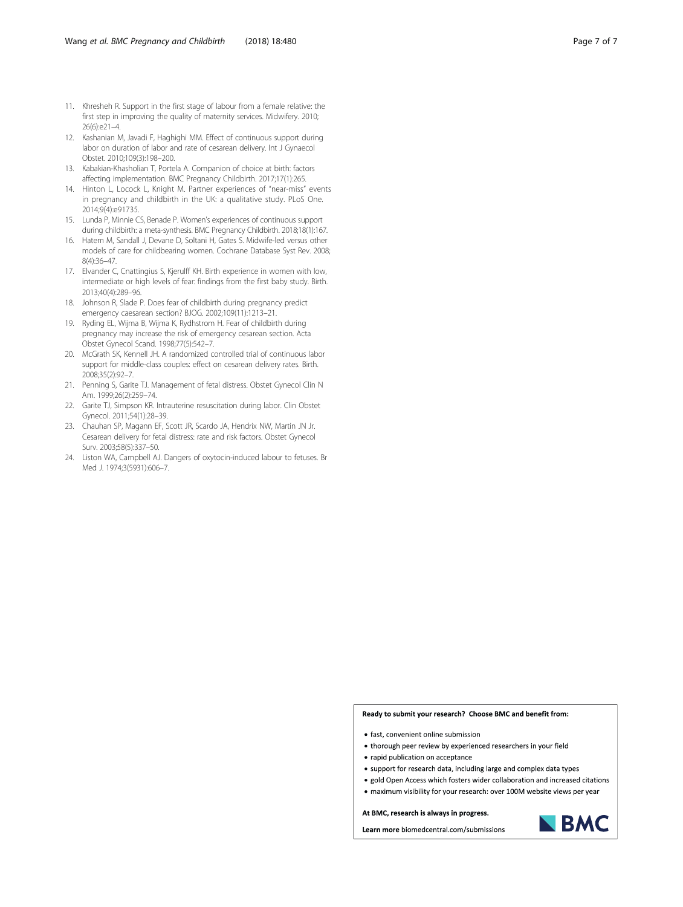11. Khresheh R. Support in the first stage of labour from a female relative: the first step in improving the quality of maternity services. Midwifery. 2010; 26(6):e21–4.
12. Kashanian M, Javadi F, Haghighi MM. Effect of continuous support during labor on duration of labor and rate of cesarean delivery. Int J Gynaecol Obstet. 2010;109(3):198–200.
13. Kabakian-Khasholian T, Portela A. Companion of choice at birth: factors affecting implementation. BMC Pregnancy Childbirth. 2017;17(1):265.
14. Hinton L, Locock L, Knight M. Partner experiences of "near-miss" events in pregnancy and childbirth in the UK: a qualitative study. PLoS One. 2014;9(4):e91735.
15. Lunda P, Minnie CS, Benade P. Women's experiences of continuous support during childbirth: a meta-synthesis. BMC Pregnancy Childbirth. 2018;18(1):167.
16. Hatem M, Sandall J, Devane D, Soltani H, Gates S. Midwife-led versus other models of care for childbearing women. Cochrane Database Syst Rev. 2008; 8(4):36–47.
17. Elvander C, Cnattingius S, Kjerulff KH. Birth experience in women with low, intermediate or high levels of fear: findings from the first baby study. Birth. 2013;40(4):289–96.
18. Johnson R, Slade P. Does fear of childbirth during pregnancy predict emergency caesarean section? BJOG. 2002;109(11):1213–21.
19. Ryding EL, Wijma B, Wijma K, Rydhstrom H. Fear of childbirth during pregnancy may increase the risk of emergency cesarean section. Acta Obstet Gynecol Scand. 1998;77(5):542–7.
20. McGrath SK, Kennell JH. A randomized controlled trial of continuous labor support for middle-class couples: effect on cesarean delivery rates. Birth. 2008;35(2):92–7.
21. Penning S, Garite TJ. Management of fetal distress. Obstet Gynecol Clin N Am. 1999;26(2):259–74.
22. Garite TJ, Simpson KR. Intrauterine resuscitation during labor. Clin Obstet Gynecol. 2011;54(1):28–39.
23. Chauhan SP, Magann EF, Scott JR, Scardo JA, Hendrix NW, Martin JN Jr. Cesarean delivery for fetal distress: rate and risk factors. Obstet Gynecol Surv. 2003;58(5):337–50.
24. Liston WA, Campbell AJ. Dangers of oxytocin-induced labour to fetuses. Br Med J. 1974;3(5931):606–7.

**Ready to submit your research? Choose BMC and benefit from:**

- fast, convenient online submission
- thorough peer review by experienced researchers in your field
- rapid publication on acceptance
- support for research data, including large and complex data types
- gold Open Access which fosters wider collaboration and increased citations
- maximum visibility for your research: over 100M website views per year

**At BMC, research is always in progress.**

**Learn more** biomedcentral.com/submissions

BMC